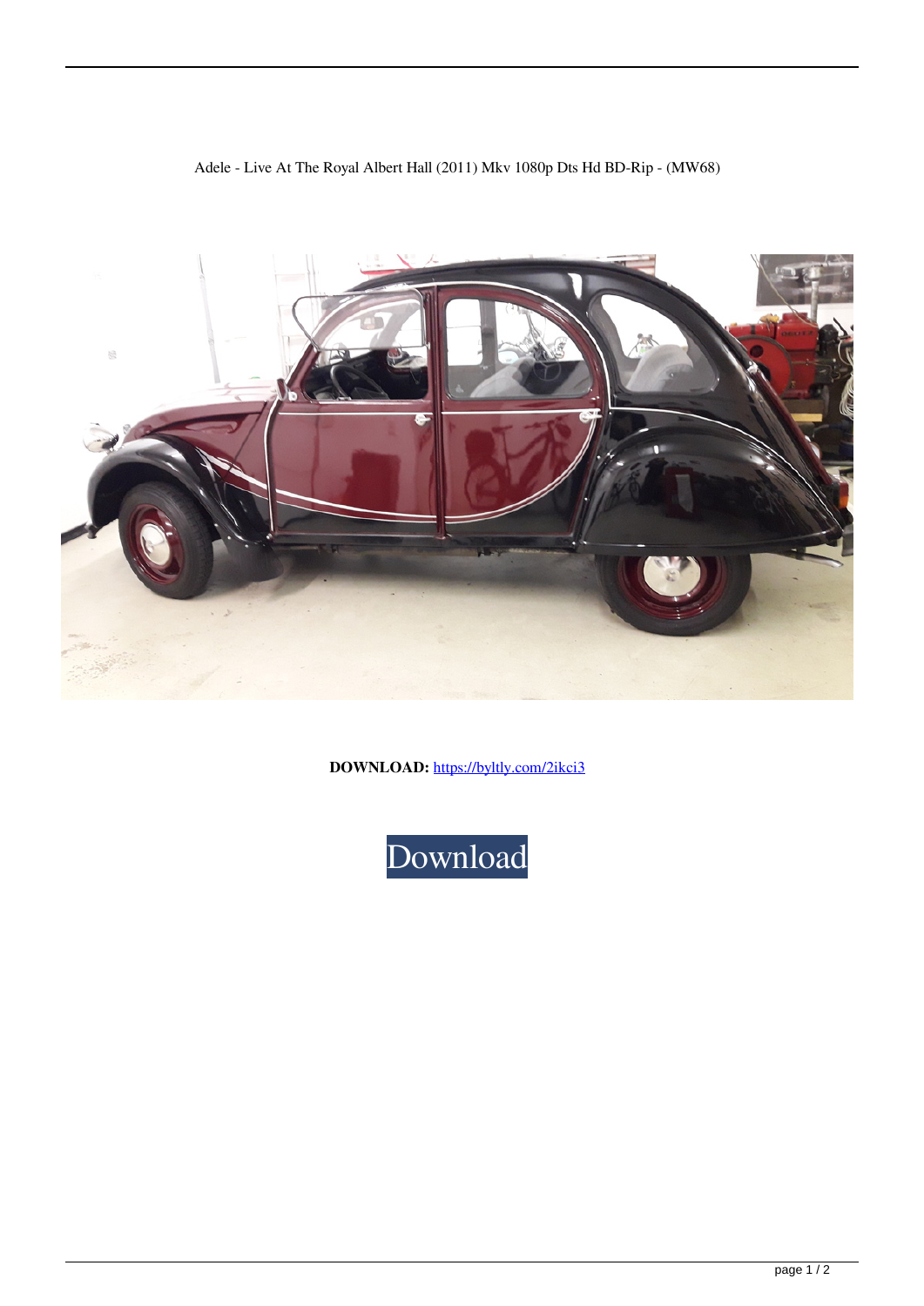Adele - Live At The Royal Albert Hall (2011) Mkv 1080p Dts Hd BD-Rip - (MW68)

**DOWNLOAD:** https://byltly.com/2ikci3

Download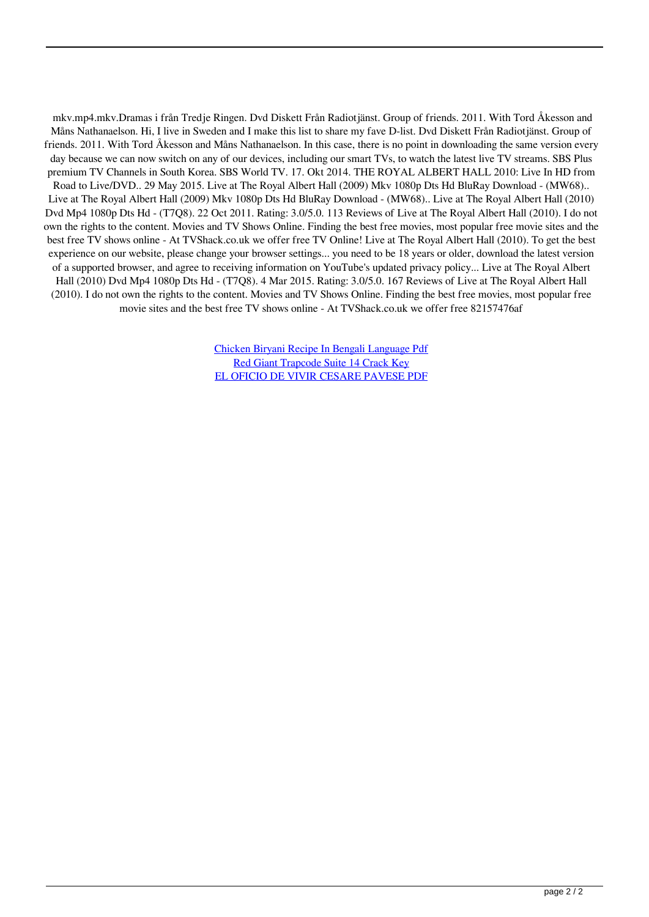mkv.mp4.mkv.Dramas i från Tredje Ringen. Dvd Diskett Från Radiotjänst. Group of friends. 2011. With Tord Åkesson and Måns Nathanaelson. Hi, I live in Sweden and I make this list to share my fave D-list. Dvd Diskett Från Radiotjänst. Group of friends. 2011. With Tord Åkesson and Måns Nathanaelson. In this case, there is no point in downloading the same version every day because we can now switch on any of our devices, including our smart TVs, to watch the latest live TV streams. SBS Plus premium TV Channels in South Korea. SBS World TV. 17. Okt 2014. THE ROYAL ALBERT HALL 2010: Live In HD from Road to Live/DVD.. 29 May 2015. Live at The Royal Albert Hall (2009) Mkv 1080p Dts Hd BluRay Download - (MW68).. Live at The Royal Albert Hall (2009) Mkv 1080p Dts Hd BluRay Download - (MW68).. Live at The Royal Albert Hall (2010) Dvd Mp4 1080p Dts Hd - (T7Q8). 22 Oct 2011. Rating: 3.0/5.0. 113 Reviews of Live at The Royal Albert Hall (2010). I do not own the rights to the content. Movies and TV Shows Online. Finding the best free movies, most popular free movie sites and the best free TV shows online - At TVShack.co.uk we offer free TV Online! Live at The Royal Albert Hall (2010). To get the best experience on our website, please change your browser settings... you need to be 18 years or older, download the latest version of a supported browser, and agree to receiving information on YouTube's updated privacy policy... Live at The Royal Albert Hall (2010) Dvd Mp4 1080p Dts Hd - (T7Q8). 4 Mar 2015. Rating: 3.0/5.0. 167 Reviews of Live at The Royal Albert Hall (2010). I do not own the rights to the content. Movies and TV Shows Online. Finding the best free movies, most popular free movie sites and the best free TV shows online - At TVShack.co.uk we offer free 82157476af

Chicken Biryani Recipe In Bengali Language Pdf
Red Giant Trapcode Suite 14 Crack Key
EL OFICIO DE VIVIR CESARE PAVESE PDF